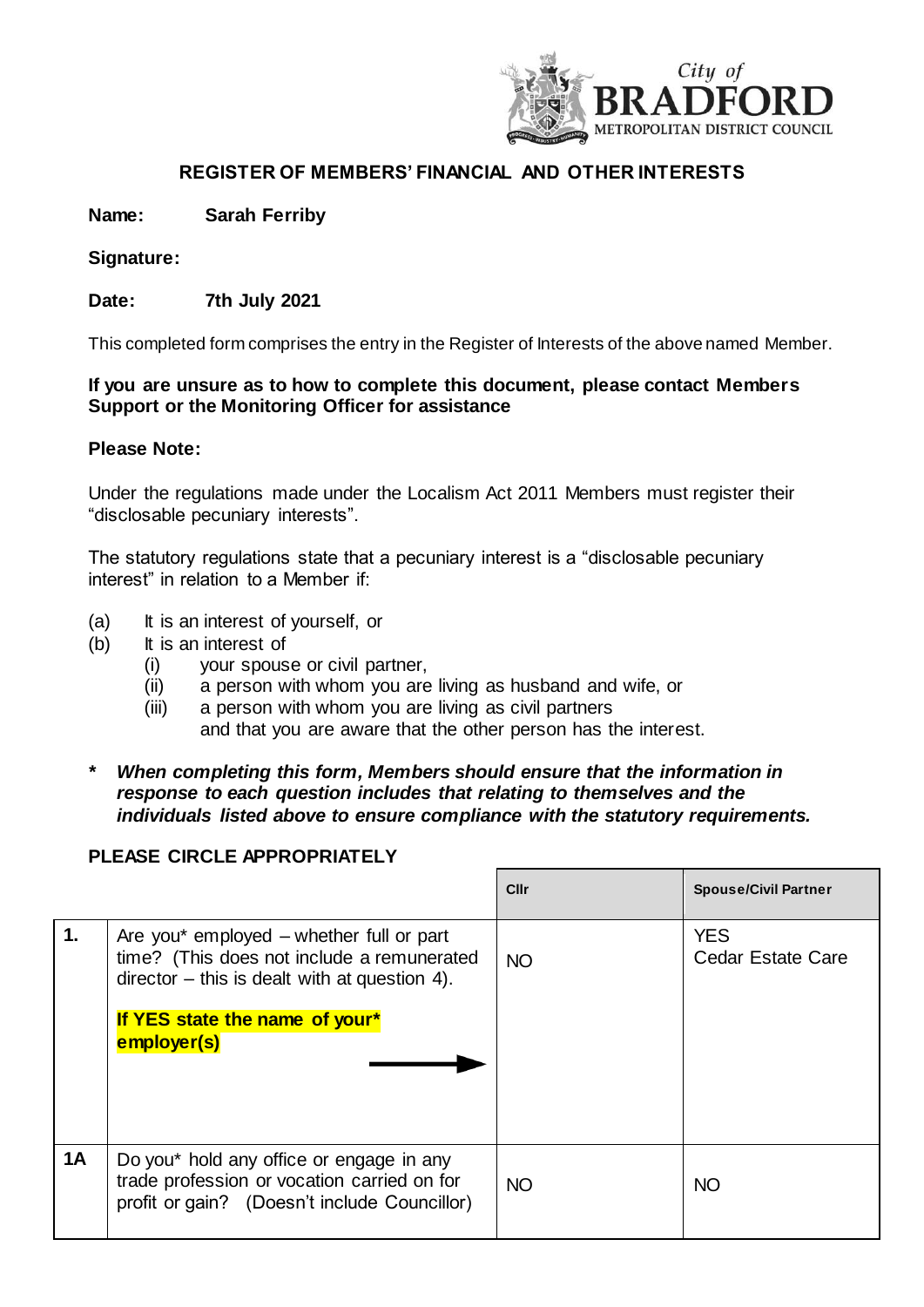City of BRADFORD METROPOLITAN DISTRICT COUNCIL

## REGISTER OF MEMBERS' FINANCIAL AND OTHER INTERESTS

**Name:** **Sarah Ferriby**

**Signature:**

**Date:** **7th July 2021**

This completed form comprises the entry in the Register of Interests of the above named Member.

**If you are unsure as to how to complete this document, please contact Members Support or the Monitoring Officer for assistance**

**Please Note:**

Under the regulations made under the Localism Act 2011 Members must register their "disclosable pecuniary interests".

The statutory regulations state that a pecuniary interest is a "disclosable pecuniary interest" in relation to a Member if:

(a) It is an interest of yourself, or
(b) It is an interest of
  (i) your spouse or civil partner,
  (ii) a person with whom you are living as husband and wife, or
  (iii) a person with whom you are living as civil partners
  and that you are aware that the other person has the interest.

**\*** ***When completing this form, Members should ensure that the information in response to each question includes that relating to themselves and the individuals listed above to ensure compliance with the statutory requirements.***

**PLEASE CIRCLE APPROPRIATELY**

| | | Cllr | Spouse/Civil Partner |
|---|---|---|---|
| **1.** | Are you* employed – whether full or part time? (This does not include a remunerated director – this is dealt with at question 4). **If YES state the name of your* employer(s)** → | NO | YES Cedar Estate Care |
| **1A** | Do you* hold any office or engage in any trade profession or vocation carried on for profit or gain? (Doesn't include Councillor) | NO | NO |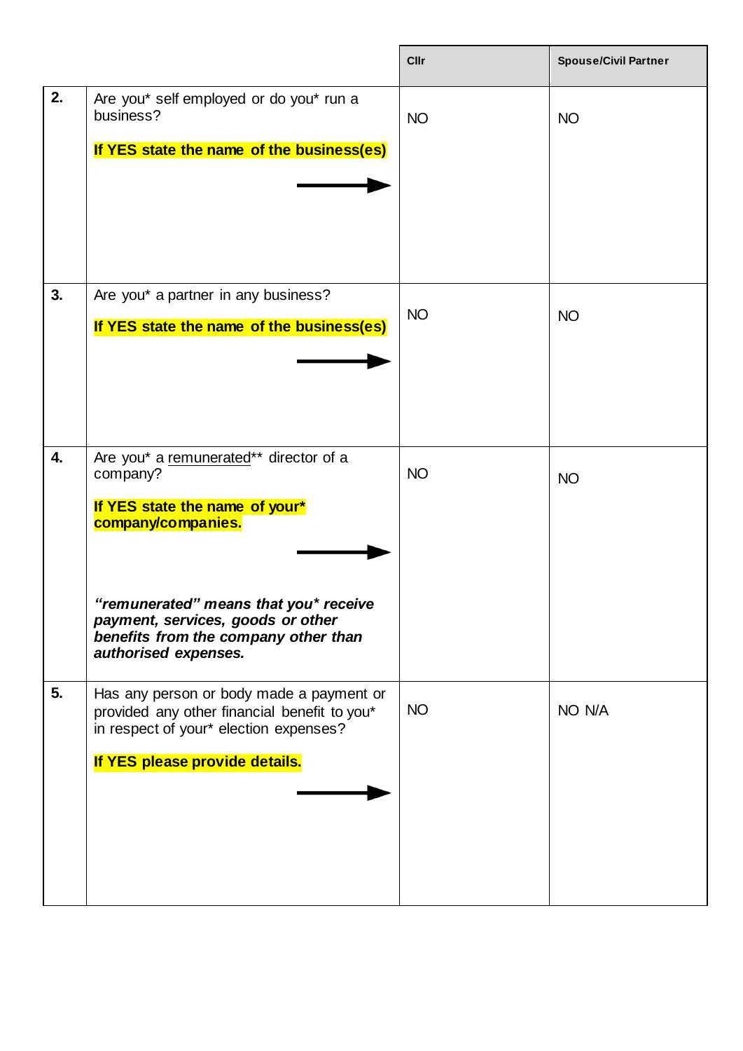| | | Cllr | Spouse/Civil Partner |
|---|---|---|---|
| **2.** | Are you* self employed or do you* run a business?<br><br>**If YES state the name of the business(es)** → | NO | NO |
| **3.** | Are you* a partner in any business?<br><br>**If YES state the name of the business(es)** → | NO | NO |
| **4.** | Are you* a <u>remunerated</u>** director of a company?<br><br>**If YES state the name of your* company/companies.** →<br><br>***"remunerated" means that you* receive payment, services, goods or other benefits from the company other than authorised expenses.*** | NO | NO |
| **5.** | Has any person or body made a payment or provided any other financial benefit to you* in respect of your* election expenses?<br><br>**If YES please provide details.** → | NO | NO N/A |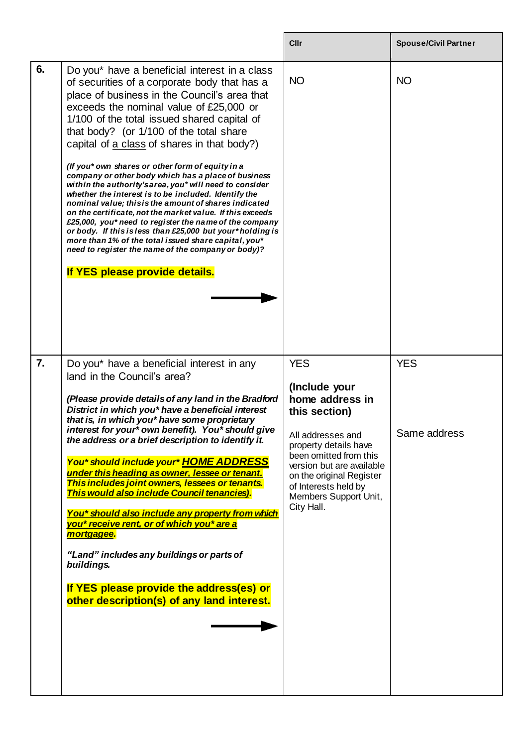| | | Cllr | Spouse/Civil Partner |
|---|---|---|---|
| 6. | Do you* have a beneficial interest in a class of securities of a corporate body that has a place of business in the Council's area that exceeds the nominal value of £25,000 or 1/100 of the total issued shared capital of that body? (or 1/100 of the total share capital of <u>a class</u> of shares in that body?)<br><br>***(If you* own shares or other form of equity in a company or other body which has a place of business within the authority's area, you* will need to consider whether the interest is to be included. Identify the nominal value; this is the amount of shares indicated on the certificate, not the market value. If this exceeds £25,000, you* need to register the name of the company or body. If this is less than £25,000 but your* holding is more than 1% of the total issued share capital, you* need to register the name of the company or body)?***<br><br>**If YES please provide details.** → | NO | NO |
| 7. | Do you* have a beneficial interest in any land in the Council's area?<br><br>***(Please provide details of any land in the Bradford District in which you* have a beneficial interest that is, in which you* have some proprietary interest for your* own benefit). You* should give the address or a brief description to identify it.***<br><br>***You* should include your* <u>HOME ADDRESS</u> <u>under this heading as owner, lessee or tenant.</u> This includes joint owners, lessees or tenants. <u>This would also include Council tenancies)</u>.***<br><br>***<u>You* should also include any property from which you* receive rent, or of which you* are a mortgagee</u>.***<br><br>***"Land" includes any buildings or parts of buildings.***<br><br>**If YES please provide the address(es) or other description(s) of any land interest.** → | YES<br><br>**(Include your home address in this section)**<br><br>All addresses and property details have been omitted from this version but are available on the original Register of Interests held by Members Support Unit, City Hall. | YES<br><br>Same address |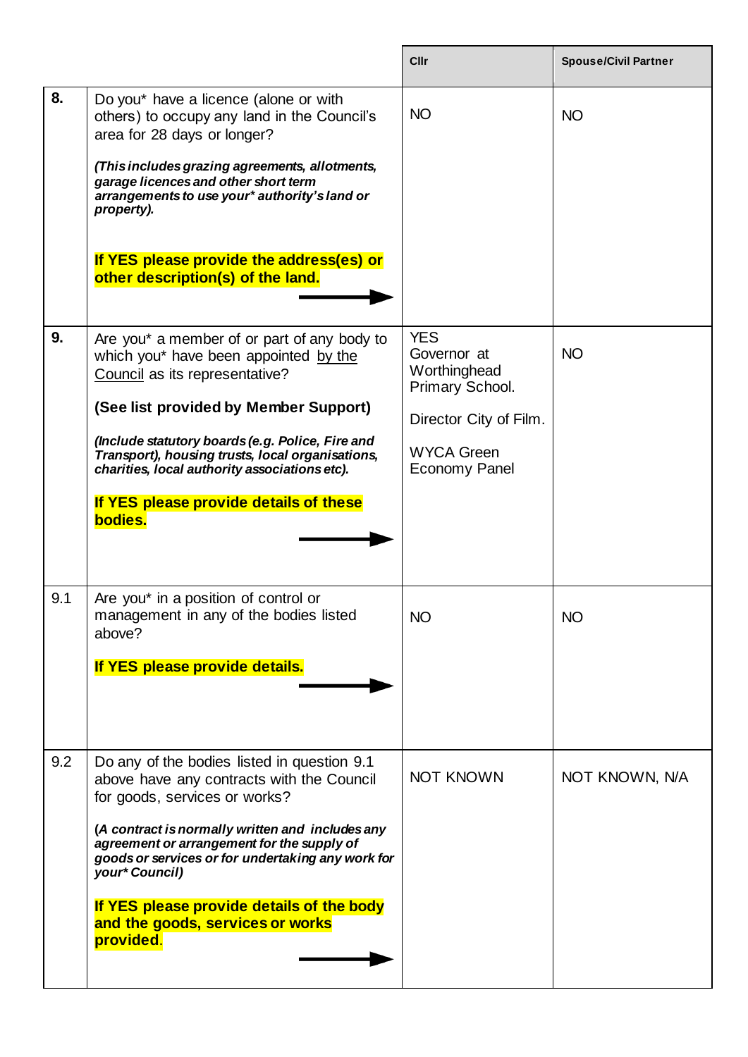| | | Cllr | Spouse/Civil Partner |
|---|---|---|---|
| **8.** | Do you* have a licence (alone or with others) to occupy any land in the Council's area for 28 days or longer?<br><br>***(This includes grazing agreements, allotments, garage licences and other short term arrangements to use your* authority's land or property).***<br><br>**If YES please provide the address(es) or other description(s) of the land.** | NO | NO |
| **9.** | Are you* a member of or part of any body to which you* have been appointed by the Council as its representative?<br><br>**(See list provided by Member Support)**<br><br>***(Include statutory boards (e.g. Police, Fire and Transport), housing trusts, local organisations, charities, local authority associations etc).***<br><br>**If YES please provide details of these bodies.** | YES<br>Governor at Worthinghead Primary School.<br><br>Director City of Film.<br><br>WYCA Green Economy Panel | NO |
| 9.1 | Are you* in a position of control or management in any of the bodies listed above?<br><br>**If YES please provide details.** | NO | NO |
| 9.2 | Do any of the bodies listed in question 9.1 above have any contracts with the Council for goods, services or works?<br><br>***(A contract is normally written and includes any agreement or arrangement for the supply of goods or services or for undertaking any work for your* Council)***<br><br>**If YES please provide details of the body and the goods, services or works provided**. | NOT KNOWN | NOT KNOWN, N/A |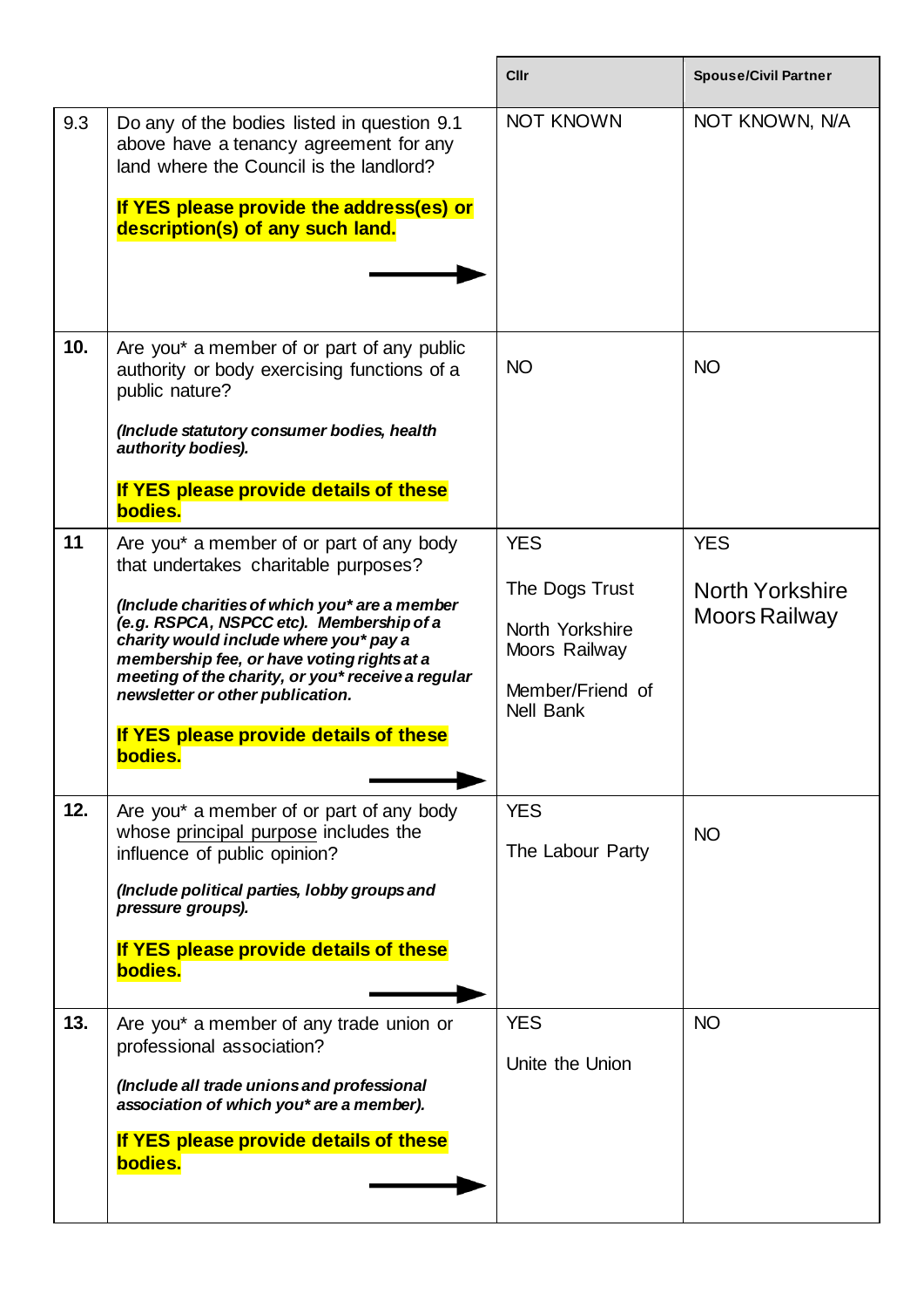| | | Cllr | Spouse/Civil Partner |
|---|---|---|---|
| 9.3 | Do any of the bodies listed in question 9.1 above have a tenancy agreement for any land where the Council is the landlord?<br><br>**If YES please provide the address(es) or description(s) of any such land.** | NOT KNOWN | NOT KNOWN, N/A |
| **10.** | Are you* a member of or part of any public authority or body exercising functions of a public nature?<br><br>***(Include statutory consumer bodies, health authority bodies).***<br><br>**If YES please provide details of these bodies.** | NO | NO |
| **11** | Are you* a member of or part of any body that undertakes charitable purposes?<br><br>***(Include charities of which you* are a member (e.g. RSPCA, NSPCC etc). Membership of a charity would include where you* pay a membership fee, or have voting rights at a meeting of the charity, or you* receive a regular newsletter or other publication.***<br><br>**If YES please provide details of these bodies.** | YES<br><br>The Dogs Trust<br><br>North Yorkshire Moors Railway<br><br>Member/Friend of Nell Bank | YES<br><br>North Yorkshire Moors Railway |
| **12.** | Are you* a member of or part of any body whose principal purpose includes the influence of public opinion?<br><br>***(Include political parties, lobby groups and pressure groups).***<br><br>**If YES please provide details of these bodies.** | YES<br><br>The Labour Party | NO |
| **13.** | Are you* a member of any trade union or professional association?<br><br>***(Include all trade unions and professional association of which you* are a member).***<br><br>**If YES please provide details of these bodies.** | YES<br><br>Unite the Union | NO |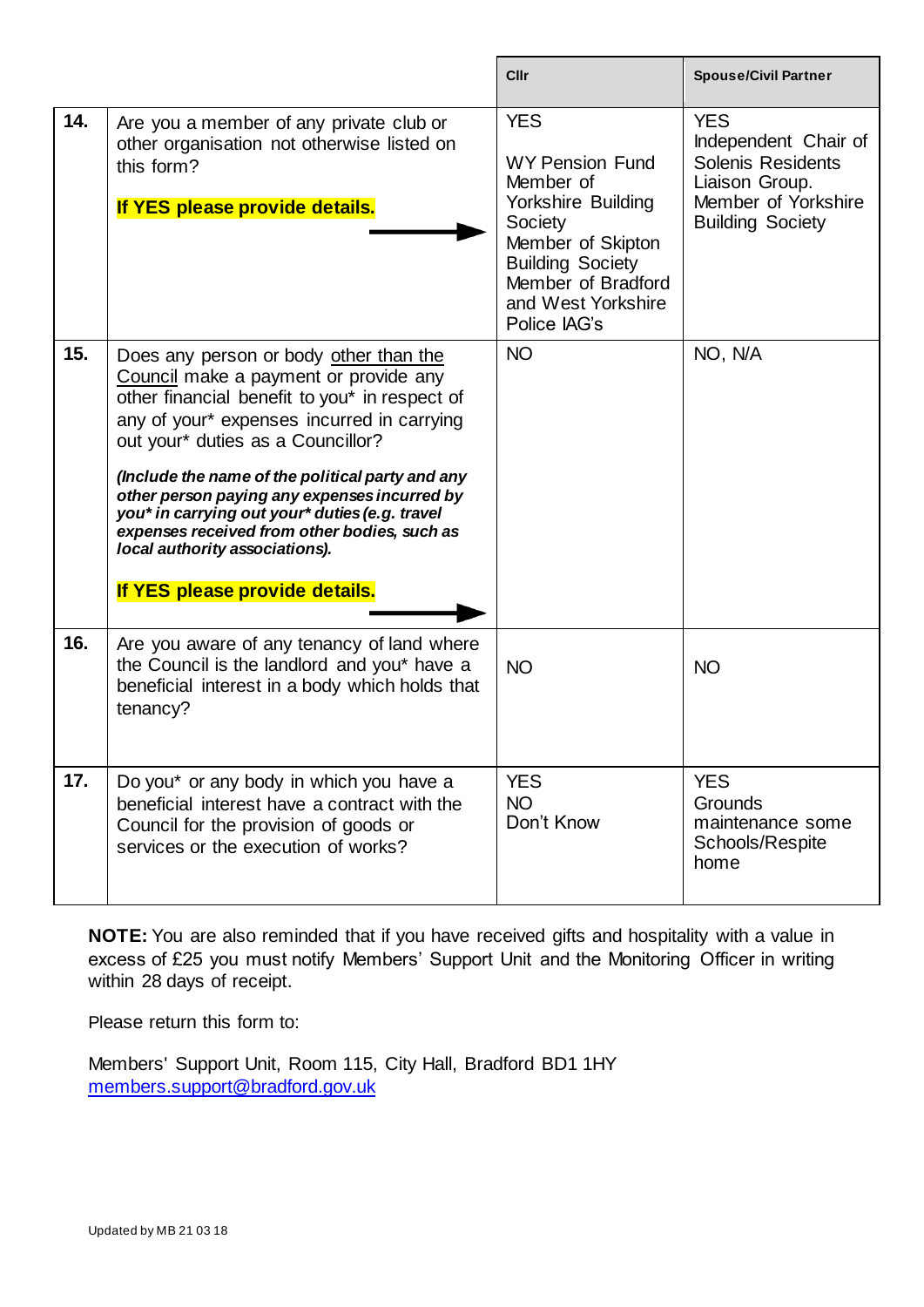| | | Cllr | Spouse/Civil Partner |
|---|---|---|---|
| **14.** | Are you a member of any private club or other organisation not otherwise listed on this form?<br><br>**If YES please provide details.** | YES<br><br>WY Pension Fund<br>Member of Yorkshire Building Society<br>Member of Skipton Building Society<br>Member of Bradford and West Yorkshire Police IAG's | YES<br>Independent Chair of Solenis Residents Liaison Group.<br>Member of Yorkshire Building Society |
| **15.** | Does any person or body other than the Council make a payment or provide any other financial benefit to you* in respect of any of your* expenses incurred in carrying out your* duties as a Councillor?<br><br>***(Include the name of the political party and any other person paying any expenses incurred by you* in carrying out your* duties (e.g. travel expenses received from other bodies, such as local authority associations).***<br><br>**If YES please provide details.** | NO | NO, N/A |
| **16.** | Are you aware of any tenancy of land where the Council is the landlord and you* have a beneficial interest in a body which holds that tenancy? | NO | NO |
| **17.** | Do you* or any body in which you have a beneficial interest have a contract with the Council for the provision of goods or services or the execution of works? | YES<br>NO<br>Don't Know | YES<br>Grounds maintenance some Schools/Respite home |

**NOTE:** You are also reminded that if you have received gifts and hospitality with a value in excess of £25 you must notify Members' Support Unit and the Monitoring Officer in writing within 28 days of receipt.

Please return this form to:

Members' Support Unit, Room 115, City Hall, Bradford BD1 1HY
members.support@bradford.gov.uk

Updated by MB 21 03 18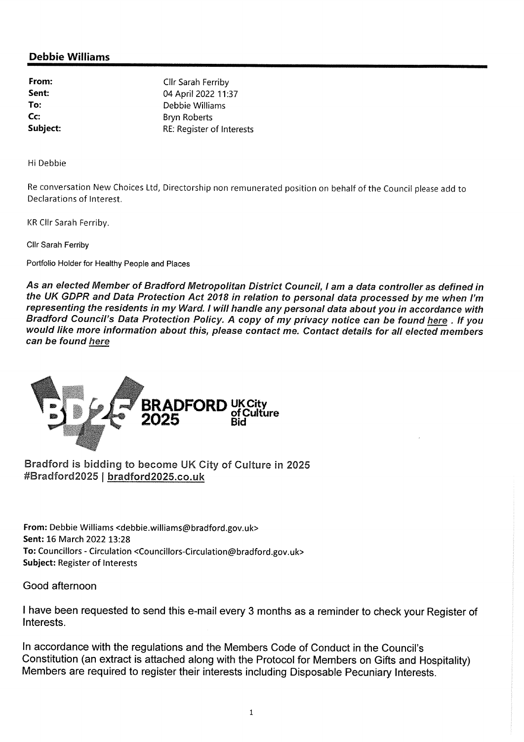## Debbie Williams

| | |
|---|---|
| **From:** | Cllr Sarah Ferriby |
| **Sent:** | 04 April 2022 11:37 |
| **To:** | Debbie Williams |
| **Cc:** | Bryn Roberts |
| **Subject:** | RE: Register of Interests |

Hi Debbie

Re conversation New Choices Ltd, Directorship non remunerated position on behalf of the Council please add to Declarations of Interest.

KR Cllr Sarah Ferriby.

Cllr Sarah Ferriby

Portfolio Holder for Healthy People and Places

***As an elected Member of Bradford Metropolitan District Council, I am a data controller as defined in the UK GDPR and Data Protection Act 2018 in relation to personal data processed by me when I'm representing the residents in my Ward. I will handle any personal data about you in accordance with Bradford Council's Data Protection Policy. A copy of my privacy notice can be found here . If you would like more information about this, please contact me. Contact details for all elected members can be found here***

BD25 BRADFORD 2025 UK City of Culture Bid

Bradford is bidding to become UK City of Culture in 2025
#Bradford2025 | bradford2025.co.uk

**From:** Debbie Williams <debbie.williams@bradford.gov.uk>
**Sent:** 16 March 2022 13:28
**To:** Councillors - Circulation <Councillors-Circulation@bradford.gov.uk>
**Subject:** Register of Interests

Good afternoon

I have been requested to send this e-mail every 3 months as a reminder to check your Register of Interests.

In accordance with the regulations and the Members Code of Conduct in the Council's Constitution (an extract is attached along with the Protocol for Members on Gifts and Hospitality) Members are required to register their interests including Disposable Pecuniary Interests.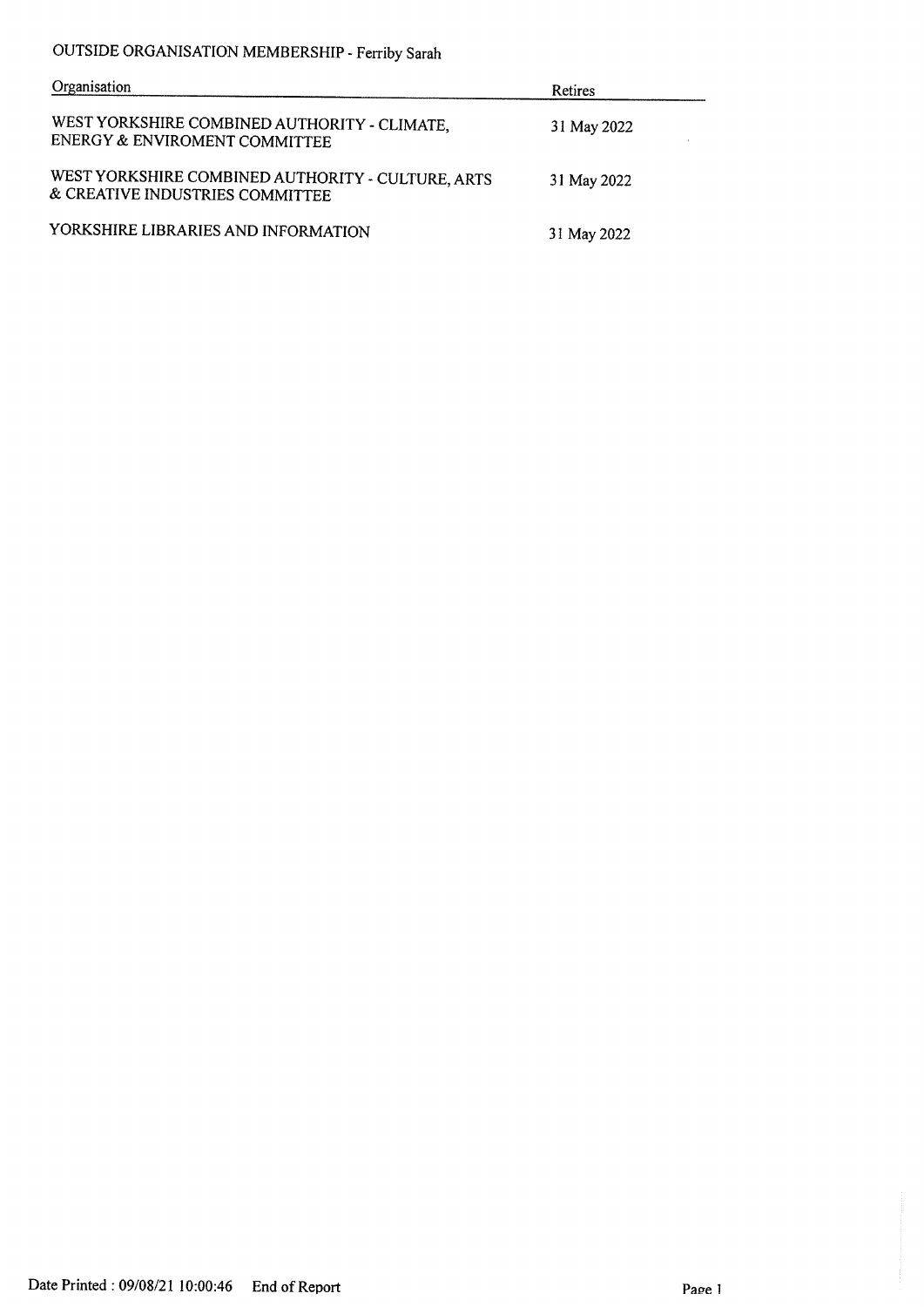# OUTSIDE ORGANISATION MEMBERSHIP - Ferriby Sarah

| Organisation | Retires |
|---|---|
| WEST YORKSHIRE COMBINED AUTHORITY - CLIMATE, ENERGY & ENVIROMENT COMMITTEE | 31 May 2022 |
| WEST YORKSHIRE COMBINED AUTHORITY - CULTURE, ARTS & CREATIVE INDUSTRIES COMMITTEE | 31 May 2022 |
| YORKSHIRE LIBRARIES AND INFORMATION | 31 May 2022 |

Date Printed : 09/08/21 10:00:46 End of Report